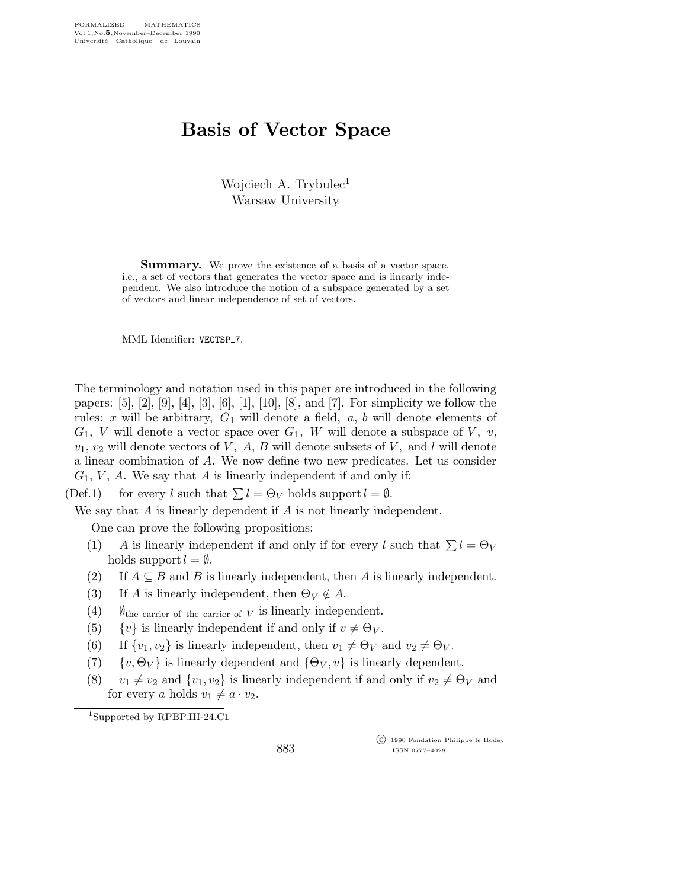# Basis of Vector Space

Wojciech A. Trybulec[1]
Warsaw University

**Summary.** We prove the existence of a basis of a vector space, i.e., a set of vectors that generates the vector space and is linearly independent. We also introduce the notion of a subspace generated by a set of vectors and linear independence of set of vectors.

MML Identifier: VECTSP_7.

The terminology and notation used in this paper are introduced in the following papers: [5], [2], [9], [4], [3], [6], [1], [10], [8], and [7]. For simplicity we follow the rules: $x$ will be arbitrary, $G_1$ will denote a field, $a$, $b$ will denote elements of $G_1$, $V$ will denote a vector space over $G_1$, $W$ will denote a subspace of $V$, $v$, $v_1$, $v_2$ will denote vectors of $V$, $A$, $B$ will denote subsets of $V$, and $l$ will denote a linear combination of $A$. We now define two new predicates. Let us consider $G_1$, $V$, $A$. We say that $A$ is linearly independent if and only if:

(Def.1) for every $l$ such that $\sum l = \Theta_V$ holds support $l = \emptyset$.

We say that $A$ is linearly dependent if $A$ is not linearly independent.

One can prove the following propositions:

(1) $A$ is linearly independent if and only if for every $l$ such that $\sum l = \Theta_V$ holds support $l = \emptyset$.

(2) If $A \subseteq B$ and $B$ is linearly independent, then $A$ is linearly independent.

(3) If $A$ is linearly independent, then $\Theta_V \notin A$.

(4) $\emptyset_{\text{the carrier of the carrier of } V}$ is linearly independent.

(5) $\{v\}$ is linearly independent if and only if $v \neq \Theta_V$.

(6) If $\{v_1, v_2\}$ is linearly independent, then $v_1 \neq \Theta_V$ and $v_2 \neq \Theta_V$.

(7) $\{v, \Theta_V\}$ is linearly dependent and $\{\Theta_V, v\}$ is linearly dependent.

(8) $v_1 \neq v_2$ and $\{v_1, v_2\}$ is linearly independent if and only if $v_2 \neq \Theta_V$ and for every $a$ holds $v_1 \neq a \cdot v_2$.

[1] Supported by RPBP.III-24.C1

© 1990 Fondation Philippe le Hodey
ISSN 0777–4028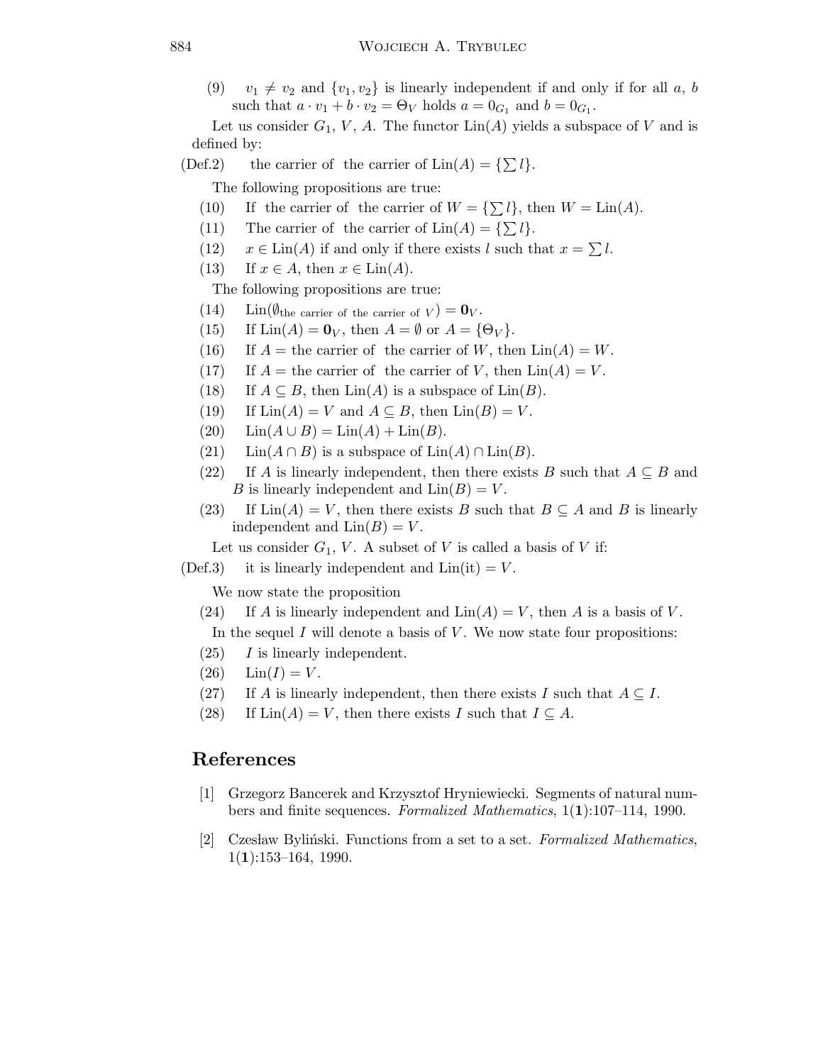(9) $v_1 \neq v_2$ and $\{v_1, v_2\}$ is linearly independent if and only if for all $a$, $b$ such that $a \cdot v_1 + b \cdot v_2 = \Theta_V$ holds $a = 0_{G_1}$ and $b = 0_{G_1}$.

Let us consider $G_1$, $V$, $A$. The functor $\mathrm{Lin}(A)$ yields a subspace of $V$ and is defined by:

(Def.2) the carrier of the carrier of $\mathrm{Lin}(A) = \{\sum l\}$.

The following propositions are true:

(10) If the carrier of the carrier of $W = \{\sum l\}$, then $W = \mathrm{Lin}(A)$.

(11) The carrier of the carrier of $\mathrm{Lin}(A) = \{\sum l\}$.

(12) $x \in \mathrm{Lin}(A)$ if and only if there exists $l$ such that $x = \sum l$.

(13) If $x \in A$, then $x \in \mathrm{Lin}(A)$.

The following propositions are true:

(14) $\mathrm{Lin}(\emptyset_{\text{the carrier of the carrier of } V}) = \mathbf{0}_V$.

(15) If $\mathrm{Lin}(A) = \mathbf{0}_V$, then $A = \emptyset$ or $A = \{\Theta_V\}$.

(16) If $A =$ the carrier of the carrier of $W$, then $\mathrm{Lin}(A) = W$.

(17) If $A =$ the carrier of the carrier of $V$, then $\mathrm{Lin}(A) = V$.

(18) If $A \subseteq B$, then $\mathrm{Lin}(A)$ is a subspace of $\mathrm{Lin}(B)$.

(19) If $\mathrm{Lin}(A) = V$ and $A \subseteq B$, then $\mathrm{Lin}(B) = V$.

(20) $\mathrm{Lin}(A \cup B) = \mathrm{Lin}(A) + \mathrm{Lin}(B)$.

(21) $\mathrm{Lin}(A \cap B)$ is a subspace of $\mathrm{Lin}(A) \cap \mathrm{Lin}(B)$.

(22) If $A$ is linearly independent, then there exists $B$ such that $A \subseteq B$ and $B$ is linearly independent and $\mathrm{Lin}(B) = V$.

(23) If $\mathrm{Lin}(A) = V$, then there exists $B$ such that $B \subseteq A$ and $B$ is linearly independent and $\mathrm{Lin}(B) = V$.

Let us consider $G_1$, $V$. A subset of $V$ is called a basis of $V$ if:

(Def.3) it is linearly independent and $\mathrm{Lin}(\mathrm{it}) = V$.

We now state the proposition

(24) If $A$ is linearly independent and $\mathrm{Lin}(A) = V$, then $A$ is a basis of $V$.

In the sequel $I$ will denote a basis of $V$. We now state four propositions:

(25) $I$ is linearly independent.

(26) $\mathrm{Lin}(I) = V$.

(27) If $A$ is linearly independent, then there exists $I$ such that $A \subseteq I$.

(28) If $\mathrm{Lin}(A) = V$, then there exists $I$ such that $I \subseteq A$.

## References

[1] Grzegorz Bancerek and Krzysztof Hryniewiecki. Segments of natural numbers and finite sequences. *Formalized Mathematics*, 1(**1**):107–114, 1990.

[2] Czesław Byliński. Functions from a set to a set. *Formalized Mathematics*, 1(**1**):153–164, 1990.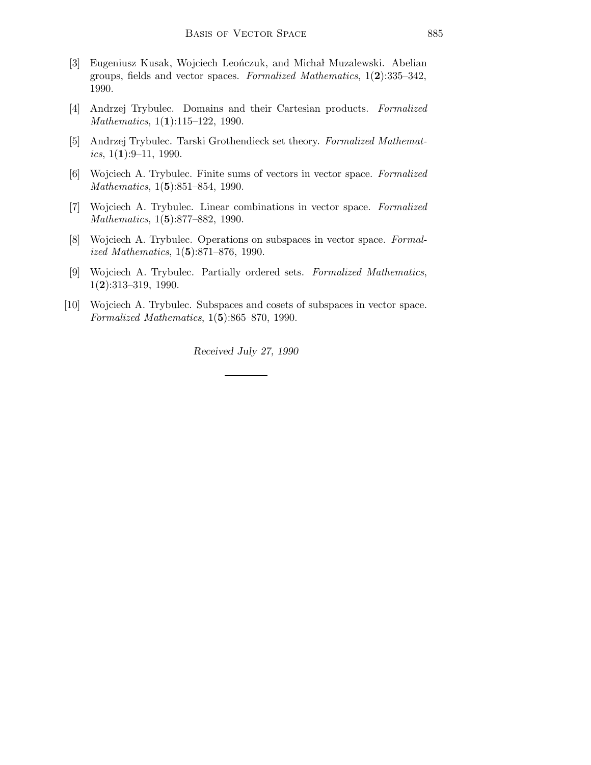[3] Eugeniusz Kusak, Wojciech Leończuk, and Michał Muzalewski. Abelian groups, fields and vector spaces. *Formalized Mathematics*, 1(**2**):335–342, 1990.

[4] Andrzej Trybulec. Domains and their Cartesian products. *Formalized Mathematics*, 1(**1**):115–122, 1990.

[5] Andrzej Trybulec. Tarski Grothendieck set theory. *Formalized Mathematics*, 1(**1**):9–11, 1990.

[6] Wojciech A. Trybulec. Finite sums of vectors in vector space. *Formalized Mathematics*, 1(**5**):851–854, 1990.

[7] Wojciech A. Trybulec. Linear combinations in vector space. *Formalized Mathematics*, 1(**5**):877–882, 1990.

[8] Wojciech A. Trybulec. Operations on subspaces in vector space. *Formalized Mathematics*, 1(**5**):871–876, 1990.

[9] Wojciech A. Trybulec. Partially ordered sets. *Formalized Mathematics*, 1(**2**):313–319, 1990.

[10] Wojciech A. Trybulec. Subspaces and cosets of subspaces in vector space. *Formalized Mathematics*, 1(**5**):865–870, 1990.

*Received July 27, 1990*